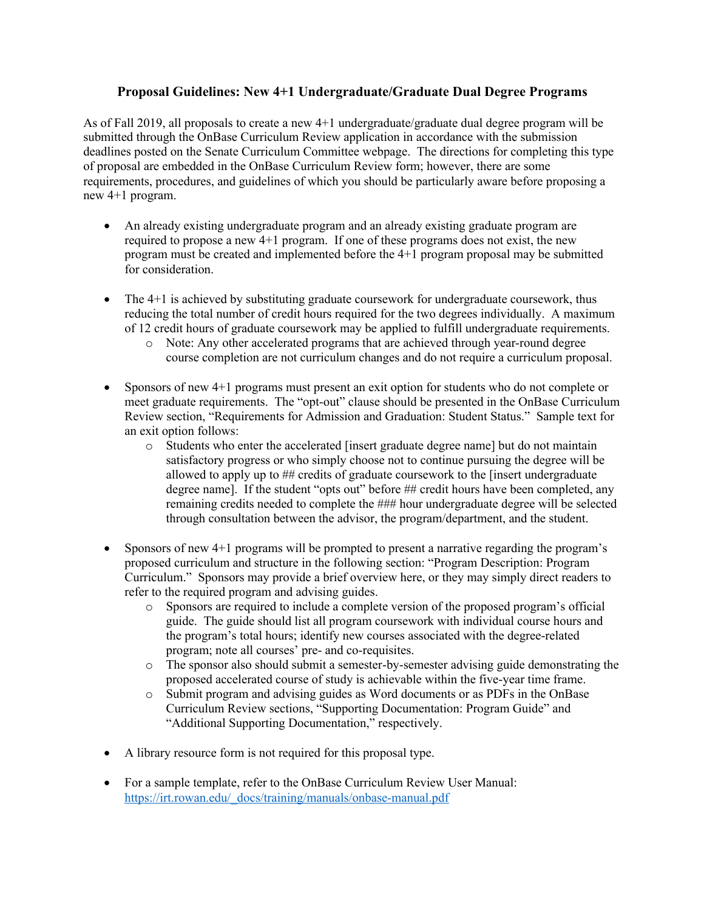# Proposal Guidelines: New 4+1 Undergraduate/Graduate Dual Degree Programs

As of Fall 2019, all proposals to create a new 4+1 undergraduate/graduate dual degree program will be submitted through the OnBase Curriculum Review application in accordance with the submission deadlines posted on the Senate Curriculum Committee webpage. The directions for completing this type of proposal are embedded in the OnBase Curriculum Review form; however, there are some requirements, procedures, and guidelines of which you should be particularly aware before proposing a new 4+1 program.

- An already existing undergraduate program and an already existing graduate program are required to propose a new 4+1 program. If one of these programs does not exist, the new program must be created and implemented before the 4+1 program proposal may be submitted for consideration.

- The 4+1 is achieved by substituting graduate coursework for undergraduate coursework, thus reducing the total number of credit hours required for the two degrees individually. A maximum of 12 credit hours of graduate coursework may be applied to fulfill undergraduate requirements.
  - Note: Any other accelerated programs that are achieved through year-round degree course completion are not curriculum changes and do not require a curriculum proposal.

- Sponsors of new 4+1 programs must present an exit option for students who do not complete or meet graduate requirements. The "opt-out" clause should be presented in the OnBase Curriculum Review section, "Requirements for Admission and Graduation: Student Status." Sample text for an exit option follows:
  - Students who enter the accelerated [insert graduate degree name] but do not maintain satisfactory progress or who simply choose not to continue pursuing the degree will be allowed to apply up to ## credits of graduate coursework to the [insert undergraduate degree name]. If the student "opts out" before ## credit hours have been completed, any remaining credits needed to complete the ### hour undergraduate degree will be selected through consultation between the advisor, the program/department, and the student.

- Sponsors of new 4+1 programs will be prompted to present a narrative regarding the program's proposed curriculum and structure in the following section: "Program Description: Program Curriculum." Sponsors may provide a brief overview here, or they may simply direct readers to refer to the required program and advising guides.
  - Sponsors are required to include a complete version of the proposed program's official guide. The guide should list all program coursework with individual course hours and the program's total hours; identify new courses associated with the degree-related program; note all courses' pre- and co-requisites.
  - The sponsor also should submit a semester-by-semester advising guide demonstrating the proposed accelerated course of study is achievable within the five-year time frame.
  - Submit program and advising guides as Word documents or as PDFs in the OnBase Curriculum Review sections, "Supporting Documentation: Program Guide" and "Additional Supporting Documentation," respectively.

- A library resource form is not required for this proposal type.

- For a sample template, refer to the OnBase Curriculum Review User Manual: [https://irt.rowan.edu/_docs/training/manuals/onbase-manual.pdf](https://irt.rowan.edu/_docs/training/manuals/onbase-manual.pdf)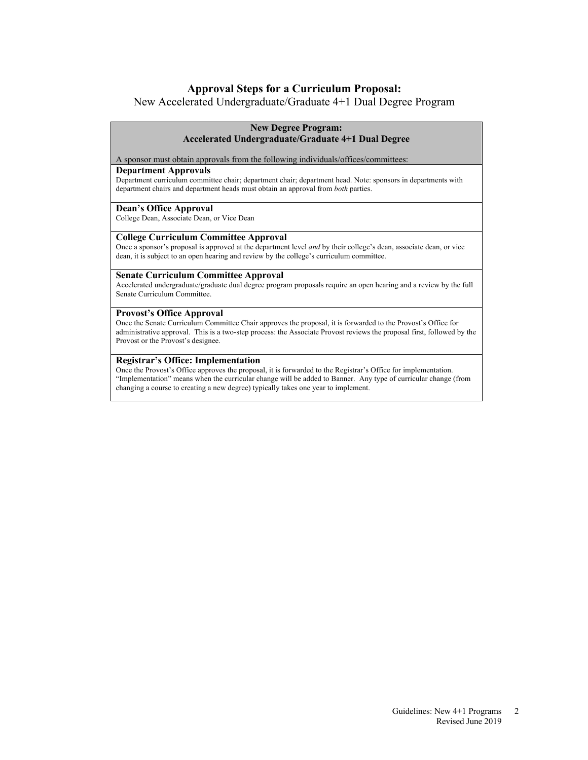# Approval Steps for a Curriculum Proposal:

New Accelerated Undergraduate/Graduate 4+1 Dual Degree Program

## New Degree Program: Accelerated Undergraduate/Graduate 4+1 Dual Degree

A sponsor must obtain approvals from the following individuals/offices/committees:

### Department Approvals

Department curriculum committee chair; department chair; department head. Note: sponsors in departments with department chairs and department heads must obtain an approval from *both* parties.

### Dean's Office Approval

College Dean, Associate Dean, or Vice Dean

### College Curriculum Committee Approval

Once a sponsor's proposal is approved at the department level *and* by their college's dean, associate dean, or vice dean, it is subject to an open hearing and review by the college's curriculum committee.

### Senate Curriculum Committee Approval

Accelerated undergraduate/graduate dual degree program proposals require an open hearing and a review by the full Senate Curriculum Committee.

### Provost's Office Approval

Once the Senate Curriculum Committee Chair approves the proposal, it is forwarded to the Provost's Office for administrative approval. This is a two-step process: the Associate Provost reviews the proposal first, followed by the Provost or the Provost's designee.

### Registrar's Office: Implementation

Once the Provost's Office approves the proposal, it is forwarded to the Registrar's Office for implementation. "Implementation" means when the curricular change will be added to Banner. Any type of curricular change (from changing a course to creating a new degree) typically takes one year to implement.